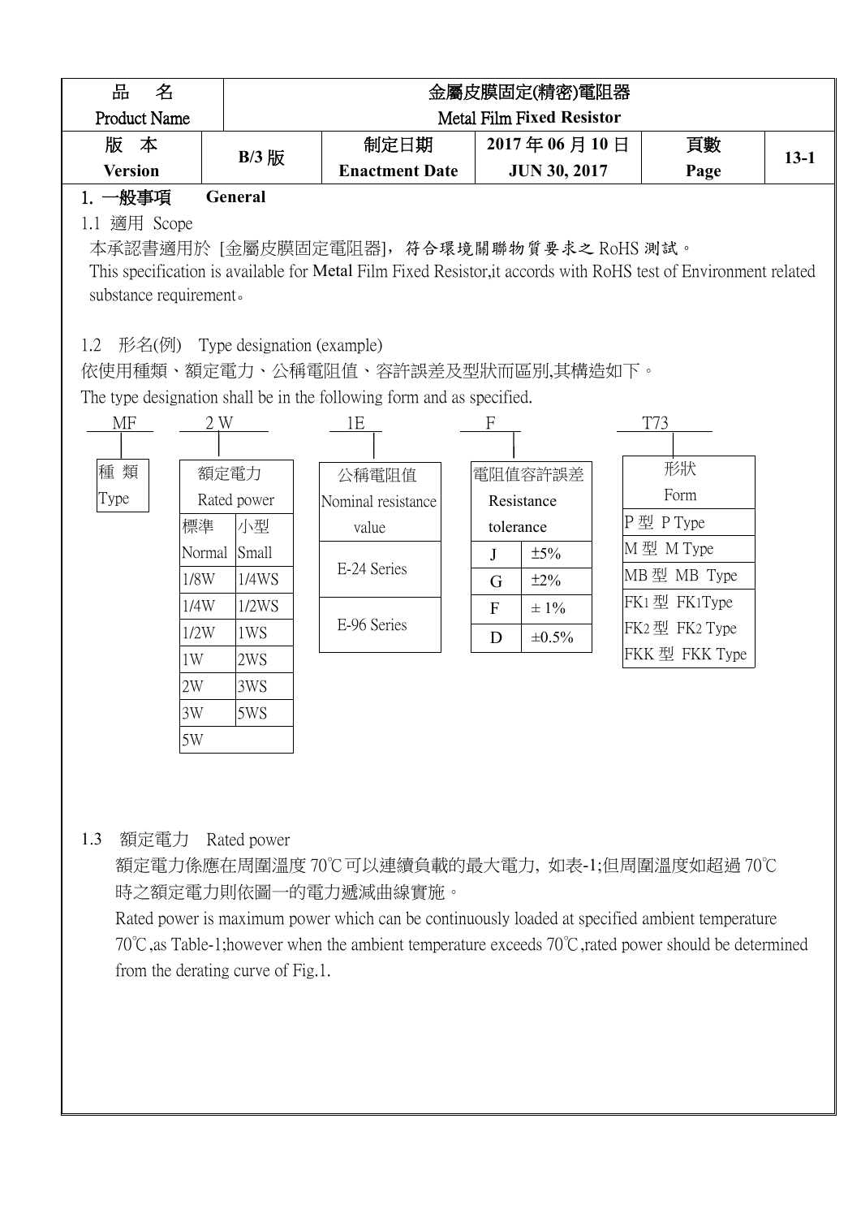| 品　名<br>Product Name | 金屬皮膜固定(精密)電阻器<br>Metal Film Fixed Resistor | | | | |
|---|---|---|---|---|---|
| 版　本<br>Version | B/3 版 | 制定日期<br>Enactment Date | 2017 年 06 月 10 日<br>JUN 30, 2017 | 頁數<br>Page | 13-1 |

## 1. 一般事項　General

### 1.1 適用 Scope

本承認書適用於 [金屬皮膜固定電阻器]，符合環境關聯物質要求之 RoHS 測試。

This specification is available for Metal Film Fixed Resistor,it accords with RoHS test of Environment related substance requirement。

### 1.2 形名(例)　Type designation (example)

依使用種類、額定電力、公稱電阻值、容許誤差及型狀而區別,其構造如下。

The type designation shall be in the following form and as specified.

MF　　2 W　　1E　　F　　T73

| 種 類<br>Type |
|---|

| 額定電力<br>Rated power | |
|---|---|
| 標準<br>Normal | 小型<br>Small |
| 1/8W | 1/4WS |
| 1/4W | 1/2WS |
| 1/2W | 1WS |
| 1W | 2WS |
| 2W | 3WS |
| 3W | 5WS |
| 5W | |

| 公稱電阻值<br>Nominal resistance value |
|---|
| E-24 Series |
| E-96 Series |

| 電阻值容許誤差<br>Resistance tolerance | |
|---|---|
| J | ±5% |
| G | ±2% |
| F | ± 1% |
| D | ±0.5% |

| 形狀<br>Form |
|---|
| P 型 P Type |
| M 型 M Type |
| MB 型 MB Type |
| FK1 型 FK1Type |
| FK2 型 FK2 Type |
| FKK 型 FKK Type |

### 1.3 額定電力　Rated power

額定電力係應在周圍溫度 70℃可以連續負載的最大電力, 如表-1;但周圍溫度如超過 70℃時之額定電力則依圖一的電力遞減曲線實施。

Rated power is maximum power which can be continuously loaded at specified ambient temperature 70℃,as Table-1;however when the ambient temperature exceeds 70℃,rated power should be determined from the derating curve of Fig.1.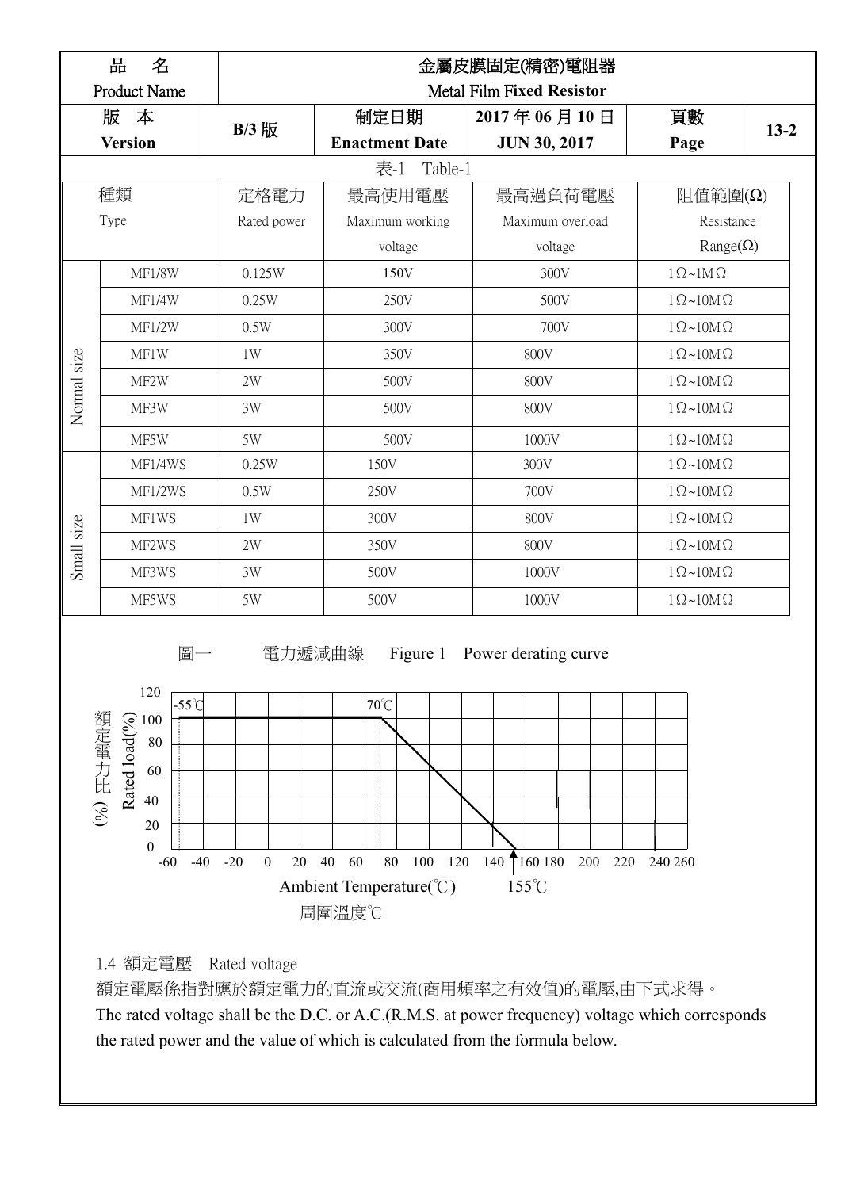| 品　名 Product Name | 金屬皮膜固定(精密)電阻器 Metal Film Fixed Resistor | | | | |
|---|---|---|---|---|---|
| 版　本 Version | B/3 版 | 制定日期 Enactment Date | 2017 年 06 月 10 日 JUN 30, 2017 | 頁數 Page | 13-2 |

表-1　Table-1

| 種類 Type | | 定格電力 Rated power | 最高使用電壓 Maximum working voltage | 最高過負荷電壓 Maximum overload voltage | 阻值範圍(Ω) Resistance Range(Ω) |
|---|---|---|---|---|---|
| Normal size | MF1/8W | 0.125W | 150V | 300V | 1Ω~1MΩ |
| | MF1/4W | 0.25W | 250V | 500V | 1Ω~10MΩ |
| | MF1/2W | 0.5W | 300V | 700V | 1Ω~10MΩ |
| | MF1W | 1W | 350V | 800V | 1Ω~10MΩ |
| | MF2W | 2W | 500V | 800V | 1Ω~10MΩ |
| | MF3W | 3W | 500V | 800V | 1Ω~10MΩ |
| | MF5W | 5W | 500V | 1000V | 1Ω~10MΩ |
| Small size | MF1/4WS | 0.25W | 150V | 300V | 1Ω~10MΩ |
| | MF1/2WS | 0.5W | 250V | 700V | 1Ω~10MΩ |
| | MF1WS | 1W | 300V | 800V | 1Ω~10MΩ |
| | MF2WS | 2W | 350V | 800V | 1Ω~10MΩ |
| | MF3WS | 3W | 500V | 1000V | 1Ω~10MΩ |
| | MF5WS | 5W | 500V | 1000V | 1Ω~10MΩ |

圖一　　電力遞減曲線　Figure 1　Power derating curve

(Graph: 額定電力比(%) Rated load(%) vs. Ambient Temperature(℃) 周圍溫度℃; 100% from -55℃ to 70℃, derating linearly to 0% at 155℃)

1.4 額定電壓　Rated voltage

額定電壓係指對應於額定電力的直流或交流(商用頻率之有效值)的電壓,由下式求得。

The rated voltage shall be the D.C. or A.C.(R.M.S. at power frequency) voltage which corresponds the rated power and the value of which is calculated from the formula below.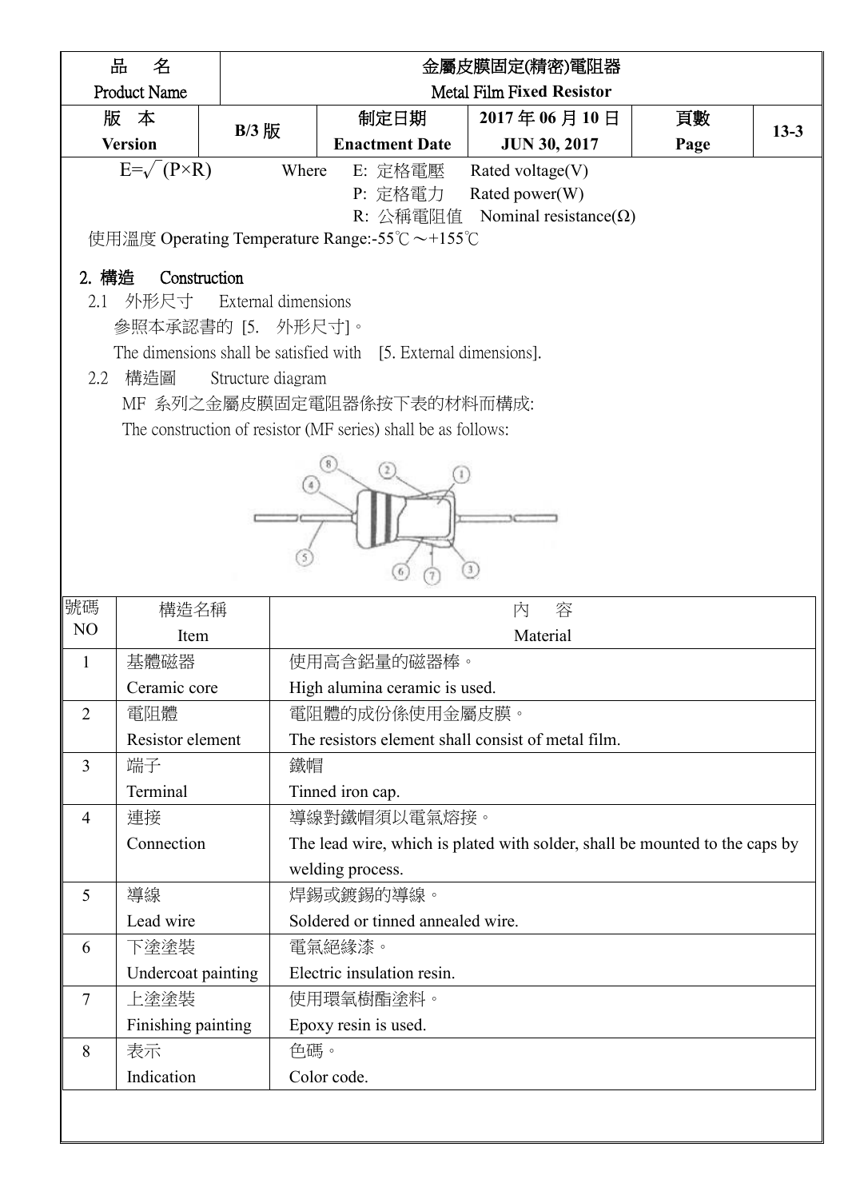| 品　名 Product Name | 金屬皮膜固定(精密)電阻器 Metal Film Fixed Resistor | | | | |
|---|---|---|---|---|---|
| 版　本 Version | B/3 版 | 制定日期 Enactment Date | 2017 年 06 月 10 日 JUN 30, 2017 | 頁數 Page | 13-3 |

$E=\sqrt{(P\times R)}$　　Where　E: 定格電壓　Rated voltage(V)

P: 定格電力　Rated power(W)

R: 公稱電阻值　Nominal resistance(Ω)

使用溫度 Operating Temperature Range:-55℃～+155℃

## 2. 構造　Construction

2.1 外形尺寸　External dimensions

參照本承認書的 [5. 外形尺寸]。

The dimensions shall be satisfied with [5. External dimensions].

2.2 構造圖　Structure diagram

MF 系列之金屬皮膜固定電阻器係按下表的材料而構成:

The construction of resistor (MF series) shall be as follows:

| 號碼 NO | 構造名稱 Item | 內　容 Material |
|---|---|---|
| 1 | 基體磁器 Ceramic core | 使用高含鋁量的磁器棒。 High alumina ceramic is used. |
| 2 | 電阻體 Resistor element | 電阻體的成份係使用金屬皮膜。 The resistors element shall consist of metal film. |
| 3 | 端子 Terminal | 鐵帽 Tinned iron cap. |
| 4 | 連接 Connection | 導線對鐵帽須以電氣熔接。 The lead wire, which is plated with solder, shall be mounted to the caps by welding process. |
| 5 | 導線 Lead wire | 焊錫或鍍錫的導線。 Soldered or tinned annealed wire. |
| 6 | 下塗塗裝 Undercoat painting | 電氣絕緣漆。 Electric insulation resin. |
| 7 | 上塗塗裝 Finishing painting | 使用環氧樹酯塗料。 Epoxy resin is used. |
| 8 | 表示 Indication | 色碼。 Color code. |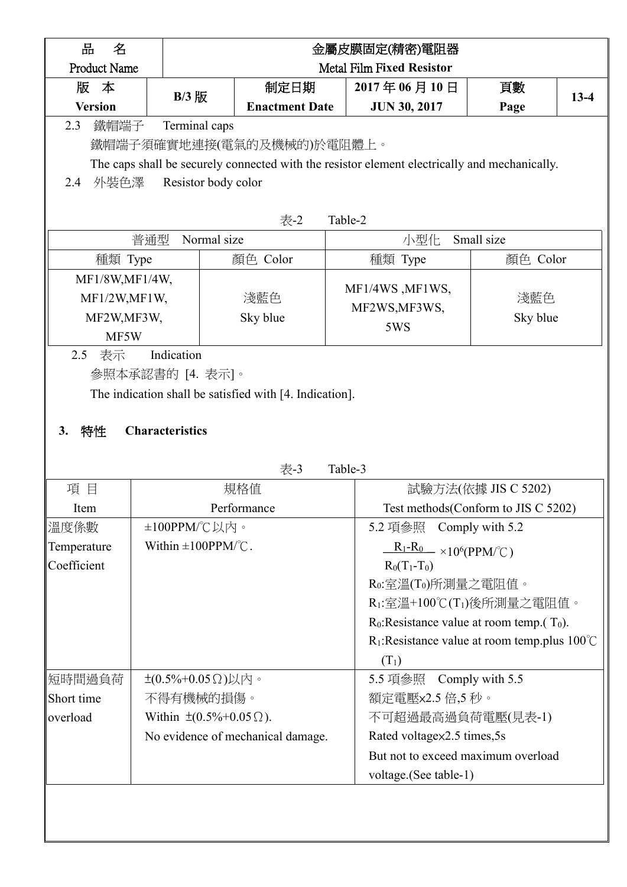| 品　名<br>Product Name | 金屬皮膜固定(精密)電阻器<br>Metal Film Fixed Resistor | | | | |
|---|---|---|---|---|---|
| 版　本<br>Version | B/3 版 | 制定日期<br>Enactment Date | 2017 年 06 月 10 日<br>JUN 30, 2017 | 頁數<br>Page | 13-4 |

2.3　鐵帽端子　Terminal caps

鐵帽端子須確實地連接(電氣的及機械的)於電阻體上。

The caps shall be securely connected with the resistor element electrically and mechanically.

2.4　外裝色澤　Resistor body color

表-2　　Table-2

| 普通型　Normal size | | 小型化　Small size | |
|---|---|---|---|
| 種類 Type | 顏色 Color | 種類 Type | 顏色 Color |
| MF1/8W,MF1/4W,<br>MF1/2W,MF1W,<br>MF2W,MF3W,<br>MF5W | 淺藍色<br>Sky blue | MF1/4WS ,MF1WS,<br>MF2WS,MF3WS,<br>5WS | 淺藍色<br>Sky blue |

2.5　表示　Indication

參照本承認書的 [4. 表示]。

The indication shall be satisfied with [4. Indication].

## 3.　特性　Characteristics

表-3　　Table-3

| 項 目<br>Item | 規格值<br>Performance | 試驗方法(依據 JIS C 5202)<br>Test methods(Conform to JIS C 5202) |
|---|---|---|
| 溫度係數<br>Temperature Coefficient | ±100PPM/℃以內。<br>Within ±100PPM/℃. | 5.2 項參照　Comply with 5.2<br>$\frac{R_1-R_0}{R_0(T_1-T_0)} \times 10^6$(PPM/℃)<br>$R_0$:室溫($T_0$)所測量之電阻值。<br>$R_1$:室溫+100℃($T_1$)後所測量之電阻值。<br>$R_0$:Resistance value at room temp.( $T_0$).<br>$R_1$:Resistance value at room temp.plus 100℃ ($T_1$) |
| 短時間過負荷<br>Short time overload | ±(0.5%+0.05Ω)以內。<br>不得有機械的損傷。<br>Within ±(0.5%+0.05Ω).<br>No evidence of mechanical damage. | 5.5 項參照　Comply with 5.5<br>額定電壓×2.5 倍,5 秒。<br>不可超過最高過負荷電壓(見表-1)<br>Rated voltage×2.5 times,5s<br>But not to exceed maximum overload voltage.(See table-1) |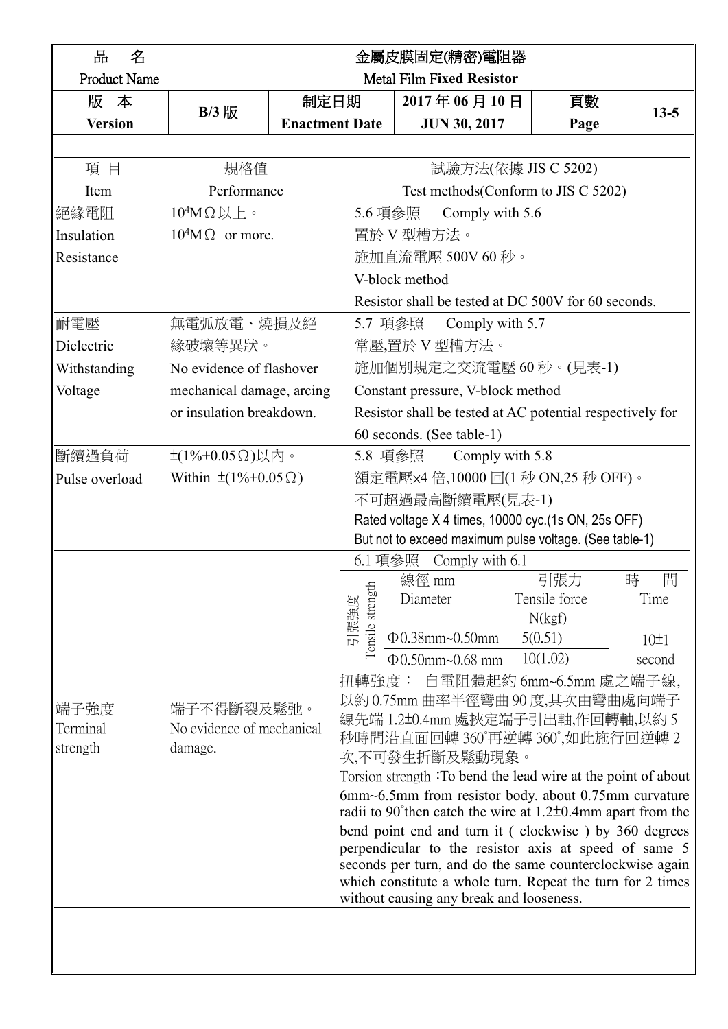| 品　名 Product Name | 金屬皮膜固定(精密)電阻器 Metal Film Fixed Resistor | | | | |
|---|---|---|---|---|---|
| 版　本 **Version** | **B/3 版** | **制定日期 Enactment Date** | **2017 年 06 月 10 日 JUN 30, 2017** | **頁數 Page** | **13-5** |

| 項 目 Item | 規格值 Performance | 試驗方法(依據 JIS C 5202) Test methods(Conform to JIS C 5202) |
|---|---|---|
| 絕緣電阻 Insulation Resistance | $10^4$MΩ以上。 $10^4$MΩ or more. | 5.6 項參照 Comply with 5.6<br>置於 V 型槽方法。<br>施加直流電壓 500V 60 秒。<br>V-block method<br>Resistor shall be tested at DC 500V for 60 seconds. |
| 耐電壓 Dielectric Withstanding Voltage | 無電弧放電、燒損及絕緣破壞等異狀。 No evidence of flashover mechanical damage, arcing or insulation breakdown. | 5.7 項參照 Comply with 5.7<br>常壓,置於 V 型槽方法。<br>施加個別規定之交流電壓 60 秒。(見表-1)<br>Constant pressure, V-block method<br>Resistor shall be tested at AC potential respectively for 60 seconds. (See table-1) |
| 斷續過負荷 Pulse overload | ±(1%+0.05Ω)以內。 Within ±(1%+0.05Ω) | 5.8 項參照 Comply with 5.8<br>額定電壓x4 倍,10000 回(1 秒 ON,25 秒 OFF)。<br>不可超過最高斷續電壓(見表-1)<br>Rated voltage X 4 times, 10000 cyc.(1s ON, 25s OFF)<br>But not to exceed maximum pulse voltage. (See table-1) |
| 端子強度 Terminal strength | 端子不得斷裂及鬆弛。 No evidence of mechanical damage. | 6.1 項參照 Comply with 6.1<br>引張強度 Tensile strength:<br>線徑 mm Diameter / 引張力 Tensile force N(kgf) / 時間 Time<br>Φ0.38mm~0.50mm / 5(0.51) / 10±1 second<br>Φ0.50mm~0.68 mm / 10(1.02) / 10±1 second<br>扭轉強度： 自電阻體起約 6mm~6.5mm 處之端子線,以約 0.75mm 曲率半徑彎曲 90 度,其次由彎曲處向端子線先端 1.2±0.4mm 處挾定端子引出軸,作回轉軸,以約 5 秒時間沿直面回轉 360°再逆轉 360°,如此施行回逆轉 2 次,不可發生折斷及鬆動現象。<br>Torsion strength :To bend the lead wire at the point of about 6mm~6.5mm from resistor body. about 0.75mm curvature radii to 90°then catch the wire at 1.2±0.4mm apart from the bend point end and turn it ( clockwise ) by 360 degrees perpendicular to the resistor axis at speed of same 5 seconds per turn, and do the same counterclockwise again which constitute a whole turn. Repeat the turn for 2 times without causing any break and looseness. |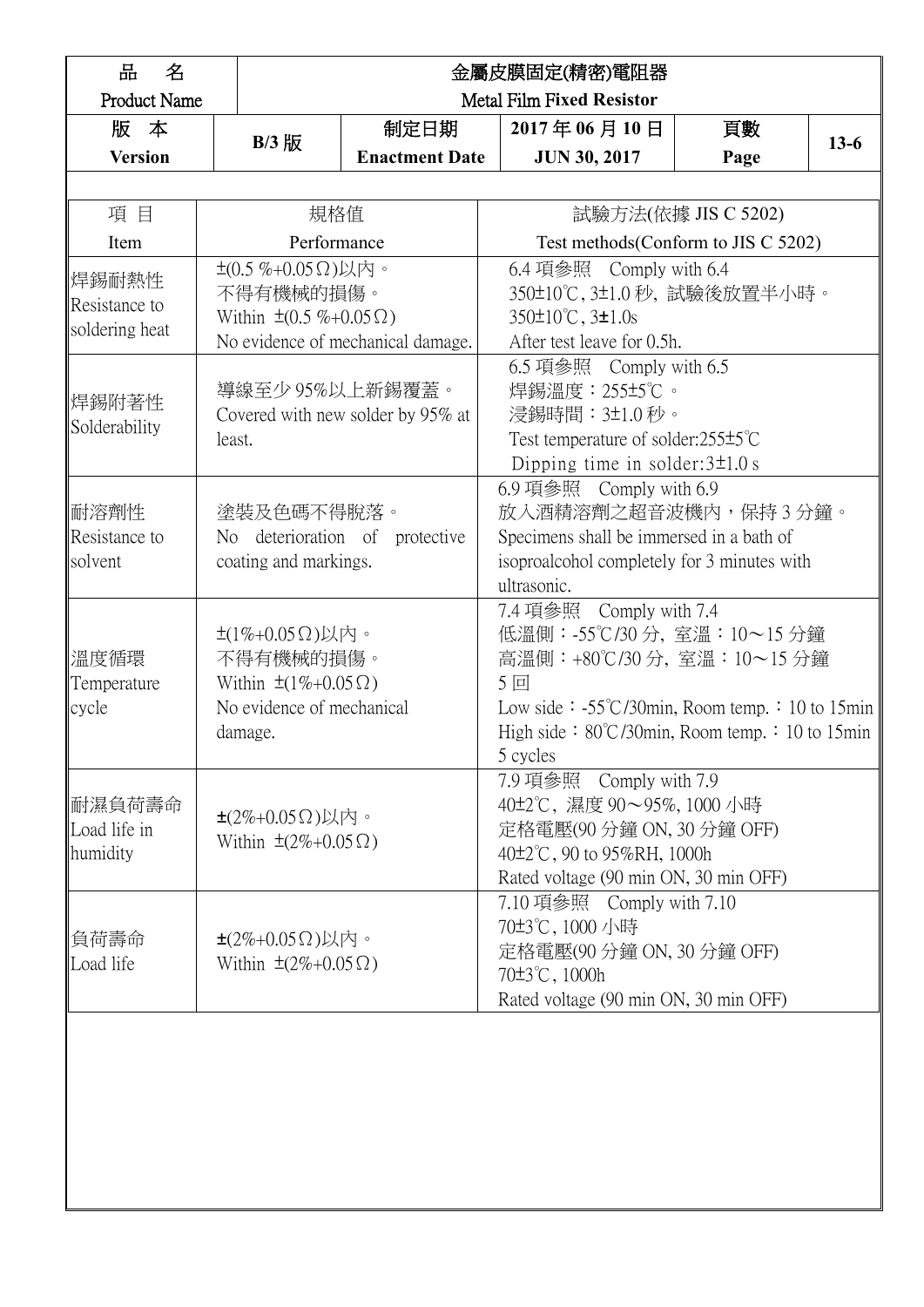| 品　名<br>Product Name | 金屬皮膜固定(精密)電阻器<br>Metal Film Fixed Resistor | | | | |
|---|---|---|---|---|---|
| 版　本<br>**Version** | **B/3 版** | **制定日期**<br>**Enactment Date** | **2017 年 06 月 10 日**<br>**JUN 30, 2017** | **頁數**<br>**Page** | **13-6** |

| 項 目<br>Item | 規格值<br>Performance | 試驗方法(依據 JIS C 5202)<br>Test methods(Conform to JIS C 5202) |
|---|---|---|
| 焊錫耐熱性<br>Resistance to soldering heat | ±(0.5 %+0.05Ω)以內。<br>不得有機械的損傷。<br>Within ±(0.5 %+0.05Ω)<br>No evidence of mechanical damage. | 6.4 項參照　Comply with 6.4<br>350±10℃, 3±1.0 秒, 試驗後放置半小時。<br>350±10℃, 3±1.0s<br>After test leave for 0.5h. |
| 焊錫附著性<br>Solderability | 導線至少 95%以上新錫覆蓋。<br>Covered with new solder by 95% at least. | 6.5 項參照　Comply with 6.5<br>焊錫溫度：255±5℃。<br>浸錫時間：3±1.0 秒。<br>Test temperature of solder:255±5℃<br>Dipping time in solder:3±1.0 s |
| 耐溶劑性<br>Resistance to solvent | 塗裝及色碼不得脫落。<br>No deterioration of protective coating and markings. | 6.9 項參照　Comply with 6.9<br>放入酒精溶劑之超音波機內，保持 3 分鐘。<br>Specimens shall be immersed in a bath of isoproalcohol completely for 3 minutes with ultrasonic. |
| 溫度循環<br>Temperature cycle | ±(1%+0.05Ω)以內。<br>不得有機械的損傷。<br>Within ±(1%+0.05Ω)<br>No evidence of mechanical damage. | 7.4 項參照　Comply with 7.4<br>低溫側：-55℃/30 分, 室溫：10～15 分鐘<br>高溫側：+80℃/30 分, 室溫：10～15 分鐘<br>5 回<br>Low side：-55℃/30min, Room temp.：10 to 15min<br>High side：80℃/30min, Room temp.：10 to 15min<br>5 cycles |
| 耐濕負荷壽命<br>Load life in humidity | ±(2%+0.05Ω)以內。<br>Within ±(2%+0.05Ω) | 7.9 項參照　Comply with 7.9<br>40±2℃, 濕度 90～95%, 1000 小時<br>定格電壓(90 分鐘 ON, 30 分鐘 OFF)<br>40±2℃, 90 to 95%RH, 1000h<br>Rated voltage (90 min ON, 30 min OFF) |
| 負荷壽命<br>Load life | ±(2%+0.05Ω)以內。<br>Within ±(2%+0.05Ω) | 7.10 項參照　Comply with 7.10<br>70±3℃, 1000 小時<br>定格電壓(90 分鐘 ON, 30 分鐘 OFF)<br>70±3℃, 1000h<br>Rated voltage (90 min ON, 30 min OFF) |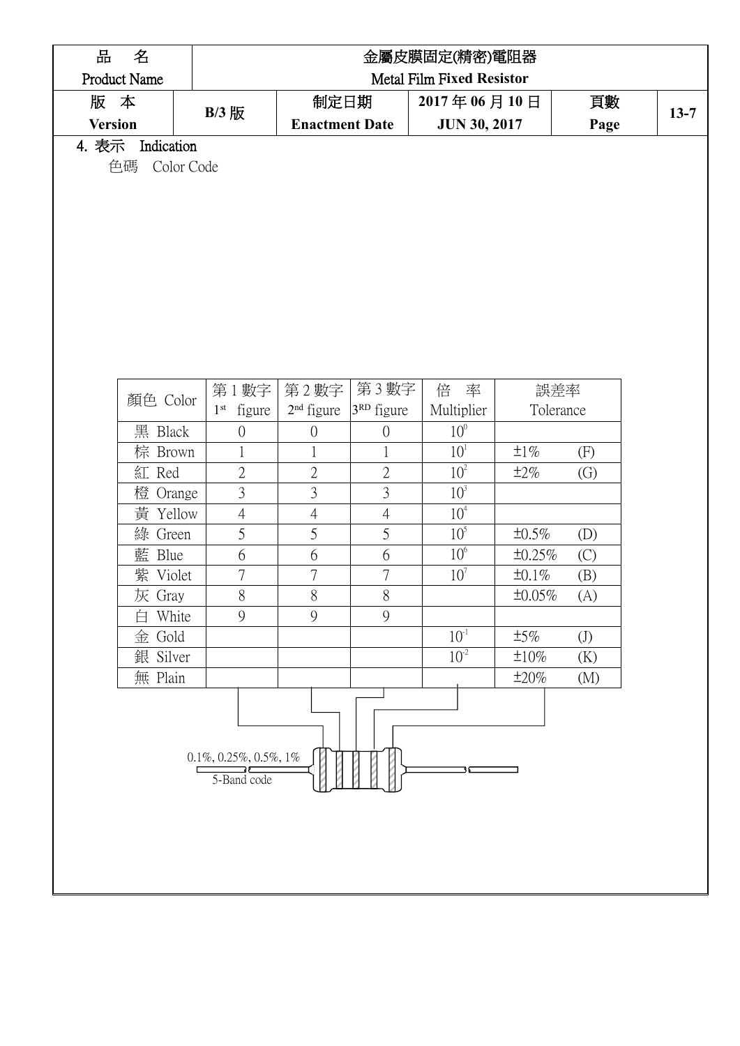4. 表示 Indication

色碼 Color Code

| 顏色 Color | 第 1 數字 1st figure | 第 2 數字 2nd figure | 第 3 數字 3RD figure | 倍 率 Multiplier | 誤差率 Tolerance |
|---|---|---|---|---|---|
| 黑 Black | 0 | 0 | 0 | $10^0$ | |
| 棕 Brown | 1 | 1 | 1 | $10^1$ | ±1% (F) |
| 紅 Red | 2 | 2 | 2 | $10^2$ | ±2% (G) |
| 橙 Orange | 3 | 3 | 3 | $10^3$ | |
| 黃 Yellow | 4 | 4 | 4 | $10^4$ | |
| 綠 Green | 5 | 5 | 5 | $10^5$ | ±0.5% (D) |
| 藍 Blue | 6 | 6 | 6 | $10^6$ | ±0.25% (C) |
| 紫 Violet | 7 | 7 | 7 | $10^7$ | ±0.1% (B) |
| 灰 Gray | 8 | 8 | 8 | | ±0.05% (A) |
| 白 White | 9 | 9 | 9 | | |
| 金 Gold | | | | $10^{-1}$ | ±5% (J) |
| 銀 Silver | | | | $10^{-2}$ | ±10% (K) |
| 無 Plain | | | | | ±20% (M) |

0.1%, 0.25%, 0.5%, 1%

5-Band code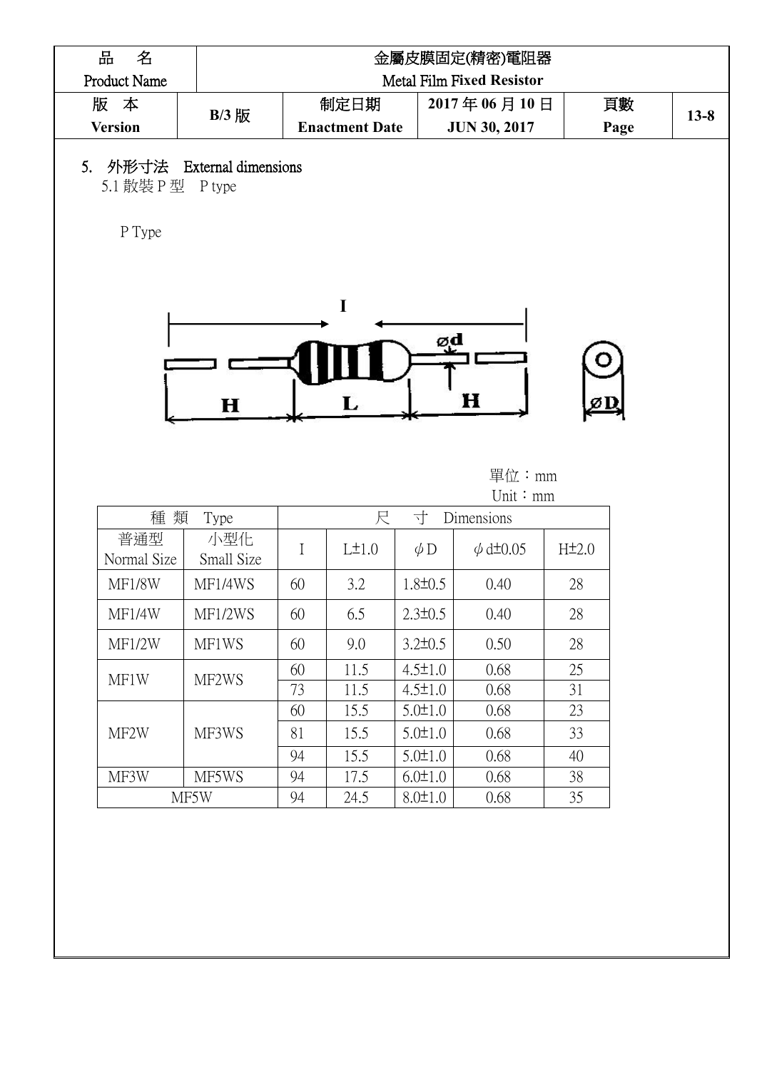| 品　名<br>Product Name | 金屬皮膜固定(精密)電阻器<br>Metal Film Fixed Resistor | | | | |
|---|---|---|---|---|---|
| 版　本<br>Version | B/3 版 | 制定日期<br>Enactment Date | 2017 年 06 月 10 日<br>JUN 30, 2017 | 頁數<br>Page | 13-8 |

## 5. 外形寸法　External dimensions

5.1 散裝 P 型　P type

P Type

I

ød

H　L　H

øD

單位：mm
Unit：mm

| 種 類　Type | | 尺　寸　Dimensions | | | | |
|---|---|---|---|---|---|---|
| 普通型<br>Normal Size | 小型化<br>Small Size | I | L±1.0 | $\phi$D | $\phi$d±0.05 | H±2.0 |
| MF1/8W | MF1/4WS | 60 | 3.2 | 1.8±0.5 | 0.40 | 28 |
| MF1/4W | MF1/2WS | 60 | 6.5 | 2.3±0.5 | 0.40 | 28 |
| MF1/2W | MF1WS | 60 | 9.0 | 3.2±0.5 | 0.50 | 28 |
| MF1W | MF2WS | 60 | 11.5 | 4.5±1.0 | 0.68 | 25 |
| | | 73 | 11.5 | 4.5±1.0 | 0.68 | 31 |
| MF2W | MF3WS | 60 | 15.5 | 5.0±1.0 | 0.68 | 23 |
| | | 81 | 15.5 | 5.0±1.0 | 0.68 | 33 |
| | | 94 | 15.5 | 5.0±1.0 | 0.68 | 40 |
| MF3W | MF5WS | 94 | 17.5 | 6.0±1.0 | 0.68 | 38 |
| MF5W | | 94 | 24.5 | 8.0±1.0 | 0.68 | 35 |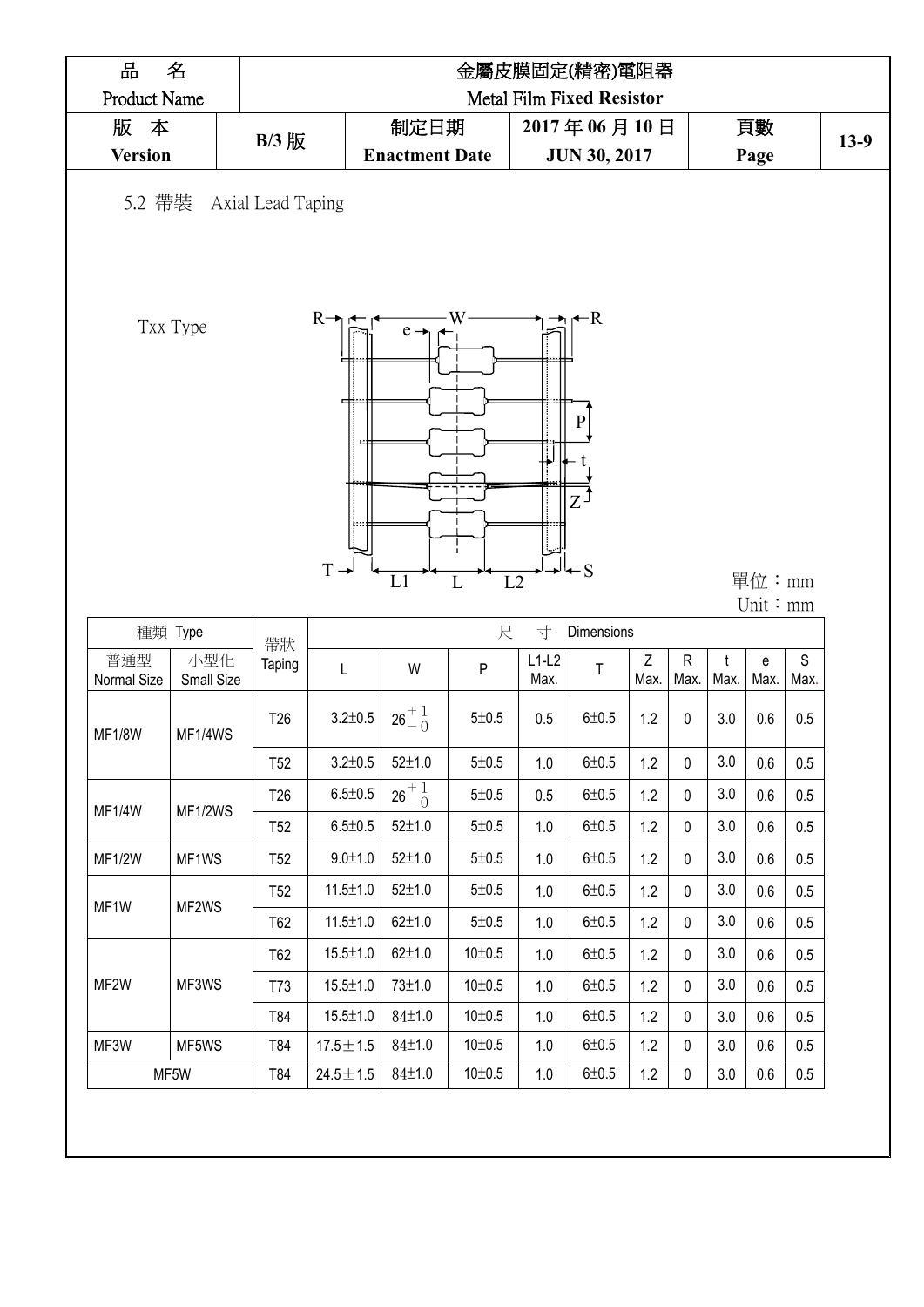5.2 帶裝　Axial Lead Taping

Txx Type

R
W
R
e
P
t
Z
T
L1
L
L2
S

單位：mm
Unit：mm

| 種類 Type | | 帶狀 Taping | 尺　寸　Dimensions | | | | | | | | | |
|---|---|---|---|---|---|---|---|---|---|---|---|---|
| 普通型 Normal Size | 小型化 Small Size | | L | W | P | L1-L2 Max. | T | Z Max. | R Max. | t Max. | e Max. | S Max. |
| MF1/8W | MF1/4WS | T26 | 3.2±0.5 | $26^{+1}_{-0}$ | 5±0.5 | 0.5 | 6±0.5 | 1.2 | 0 | 3.0 | 0.6 | 0.5 |
| | | T52 | 3.2±0.5 | 52±1.0 | 5±0.5 | 1.0 | 6±0.5 | 1.2 | 0 | 3.0 | 0.6 | 0.5 |
| MF1/4W | MF1/2WS | T26 | 6.5±0.5 | $26^{+1}_{-0}$ | 5±0.5 | 0.5 | 6±0.5 | 1.2 | 0 | 3.0 | 0.6 | 0.5 |
| | | T52 | 6.5±0.5 | 52±1.0 | 5±0.5 | 1.0 | 6±0.5 | 1.2 | 0 | 3.0 | 0.6 | 0.5 |
| MF1/2W | MF1WS | T52 | 9.0±1.0 | 52±1.0 | 5±0.5 | 1.0 | 6±0.5 | 1.2 | 0 | 3.0 | 0.6 | 0.5 |
| MF1W | MF2WS | T52 | 11.5±1.0 | 52±1.0 | 5±0.5 | 1.0 | 6±0.5 | 1.2 | 0 | 3.0 | 0.6 | 0.5 |
| | | T62 | 11.5±1.0 | 62±1.0 | 5±0.5 | 1.0 | 6±0.5 | 1.2 | 0 | 3.0 | 0.6 | 0.5 |
| MF2W | MF3WS | T62 | 15.5±1.0 | 62±1.0 | 10±0.5 | 1.0 | 6±0.5 | 1.2 | 0 | 3.0 | 0.6 | 0.5 |
| | | T73 | 15.5±1.0 | 73±1.0 | 10±0.5 | 1.0 | 6±0.5 | 1.2 | 0 | 3.0 | 0.6 | 0.5 |
| | | T84 | 15.5±1.0 | 84±1.0 | 10±0.5 | 1.0 | 6±0.5 | 1.2 | 0 | 3.0 | 0.6 | 0.5 |
| MF3W | MF5WS | T84 | 17.5±1.5 | 84±1.0 | 10±0.5 | 1.0 | 6±0.5 | 1.2 | 0 | 3.0 | 0.6 | 0.5 |
| MF5W | | T84 | 24.5±1.5 | 84±1.0 | 10±0.5 | 1.0 | 6±0.5 | 1.2 | 0 | 3.0 | 0.6 | 0.5 |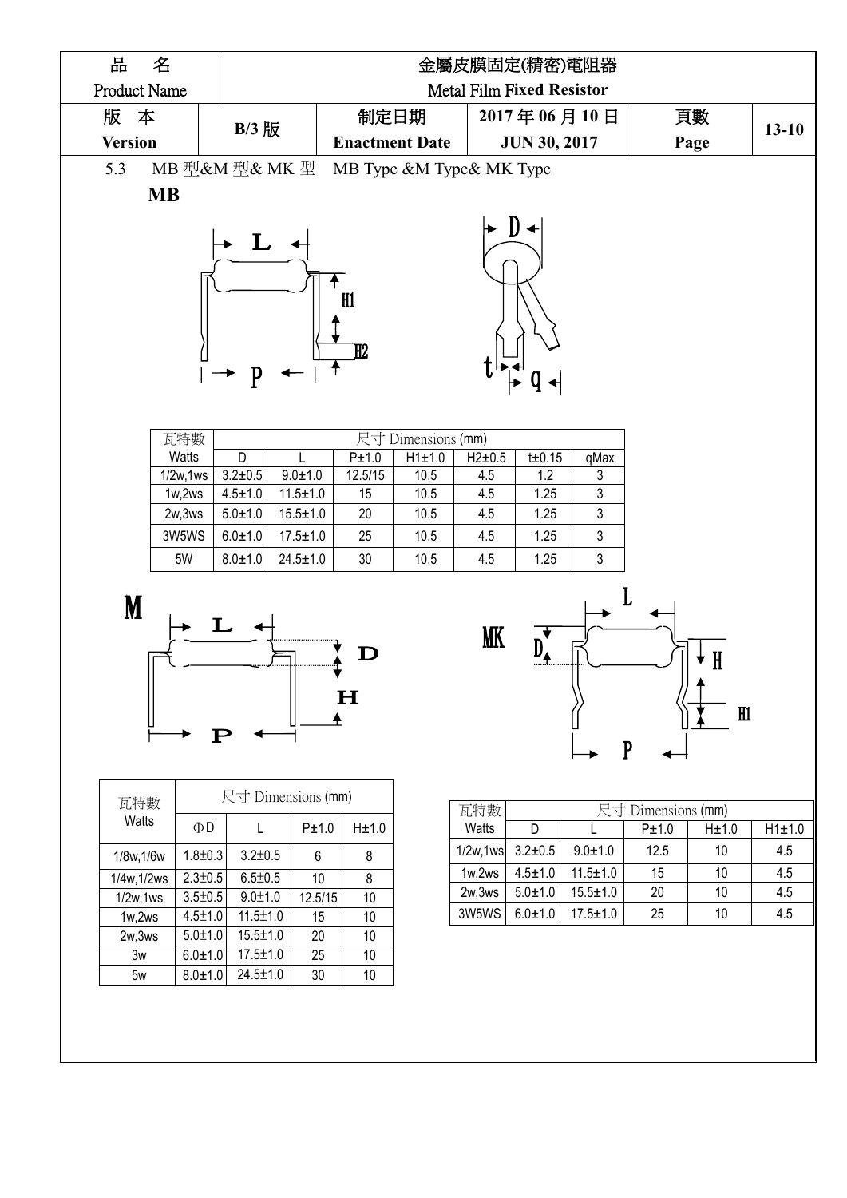| 品 名 Product Name | 金屬皮膜固定(精密)電阻器 Metal Film Fixed Resistor | | | | |
|---|---|---|---|---|---|
| 版 本 Version | B/3 版 | 制定日期 Enactment Date | 2017 年 06 月 10 日 JUN 30, 2017 | 頁數 Page | 13-10 |

5.3 MB 型&M 型& MK 型 MB Type &M Type& MK Type

**MB**

L
H1
H2
P
D
t
q

| 瓦特數 Watts | 尺寸 Dimensions (mm) | | | | | | |
|---|---|---|---|---|---|---|---|
| | D | L | P±1.0 | H1±1.0 | H2±0.5 | t±0.15 | qMax |
| 1/2w,1ws | 3.2±0.5 | 9.0±1.0 | 12.5/15 | 10.5 | 4.5 | 1.2 | 3 |
| 1w,2ws | 4.5±1.0 | 11.5±1.0 | 15 | 10.5 | 4.5 | 1.25 | 3 |
| 2w,3ws | 5.0±1.0 | 15.5±1.0 | 20 | 10.5 | 4.5 | 1.25 | 3 |
| 3W5WS | 6.0±1.0 | 17.5±1.0 | 25 | 10.5 | 4.5 | 1.25 | 3 |
| 5W | 8.0±1.0 | 24.5±1.0 | 30 | 10.5 | 4.5 | 1.25 | 3 |

**M**

L
D
H
P

| 瓦特數 Watts | 尺寸 Dimensions (mm) | | | |
|---|---|---|---|---|
| | ΦD | L | P±1.0 | H±1.0 |
| 1/8w,1/6w | 1.8±0.3 | 3.2±0.5 | 6 | 8 |
| 1/4w,1/2ws | 2.3±0.5 | 6.5±0.5 | 10 | 8 |
| 1/2w,1ws | 3.5±0.5 | 9.0±1.0 | 12.5/15 | 10 |
| 1w,2ws | 4.5±1.0 | 11.5±1.0 | 15 | 10 |
| 2w,3ws | 5.0±1.0 | 15.5±1.0 | 20 | 10 |
| 3w | 6.0±1.0 | 17.5±1.0 | 25 | 10 |
| 5w | 8.0±1.0 | 24.5±1.0 | 30 | 10 |

**MK**

L
D
H
H1
P

| 瓦特數 Watts | 尺寸 Dimensions (mm) | | | | |
|---|---|---|---|---|---|
| | D | L | P±1.0 | H±1.0 | H1±1.0 |
| 1/2w,1ws | 3.2±0.5 | 9.0±1.0 | 12.5 | 10 | 4.5 |
| 1w,2ws | 4.5±1.0 | 11.5±1.0 | 15 | 10 | 4.5 |
| 2w,3ws | 5.0±1.0 | 15.5±1.0 | 20 | 10 | 4.5 |
| 3W5WS | 6.0±1.0 | 17.5±1.0 | 25 | 10 | 4.5 |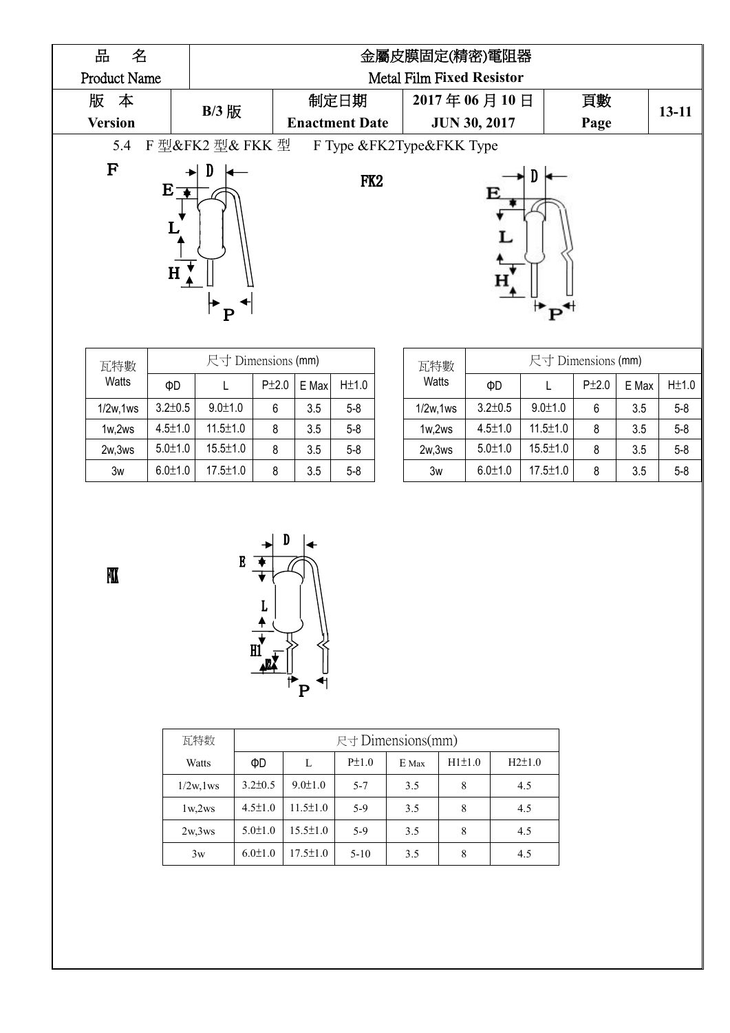| 品　名 Product Name | 金屬皮膜固定(精密)電阻器 Metal Film Fixed Resistor | | | | |
|---|---|---|---|---|---|
| 版　本 Version | B/3 版 | 制定日期 Enactment Date | 2017 年 06 月 10 日 JUN 30, 2017 | 頁數 Page | 13-11 |

5.4　F 型&FK2 型& FKK 型　F Type &FK2Type&FKK Type

F

D
E
L
H
P

FK2

D
E
L
H
P

| 瓦特數 Watts | 尺寸 Dimensions (mm) | | | | |
|---|---|---|---|---|---|
| | ΦD | L | P±2.0 | E Max | H±1.0 |
| 1/2w,1ws | 3.2±0.5 | 9.0±1.0 | 6 | 3.5 | 5-8 |
| 1w,2ws | 4.5±1.0 | 11.5±1.0 | 8 | 3.5 | 5-8 |
| 2w,3ws | 5.0±1.0 | 15.5±1.0 | 8 | 3.5 | 5-8 |
| 3w | 6.0±1.0 | 17.5±1.0 | 8 | 3.5 | 5-8 |

| 瓦特數 Watts | 尺寸 Dimensions (mm) | | | | |
|---|---|---|---|---|---|
| | ΦD | L | P±2.0 | E Max | H±1.0 |
| 1/2w,1ws | 3.2±0.5 | 9.0±1.0 | 6 | 3.5 | 5-8 |
| 1w,2ws | 4.5±1.0 | 11.5±1.0 | 8 | 3.5 | 5-8 |
| 2w,3ws | 5.0±1.0 | 15.5±1.0 | 8 | 3.5 | 5-8 |
| 3w | 6.0±1.0 | 17.5±1.0 | 8 | 3.5 | 5-8 |

FKK

D
E
L
H1
H2
P

| 瓦特数 Watts | 尺寸 Dimensions(mm) | | | | | |
|---|---|---|---|---|---|---|
| | ΦD | L | P±1.0 | E Max | H1±1.0 | H2±1.0 |
| 1/2w,1ws | 3.2±0.5 | 9.0±1.0 | 5-7 | 3.5 | 8 | 4.5 |
| 1w,2ws | 4.5±1.0 | 11.5±1.0 | 5-9 | 3.5 | 8 | 4.5 |
| 2w,3ws | 5.0±1.0 | 15.5±1.0 | 5-9 | 3.5 | 8 | 4.5 |
| 3w | 6.0±1.0 | 17.5±1.0 | 5-10 | 3.5 | 8 | 4.5 |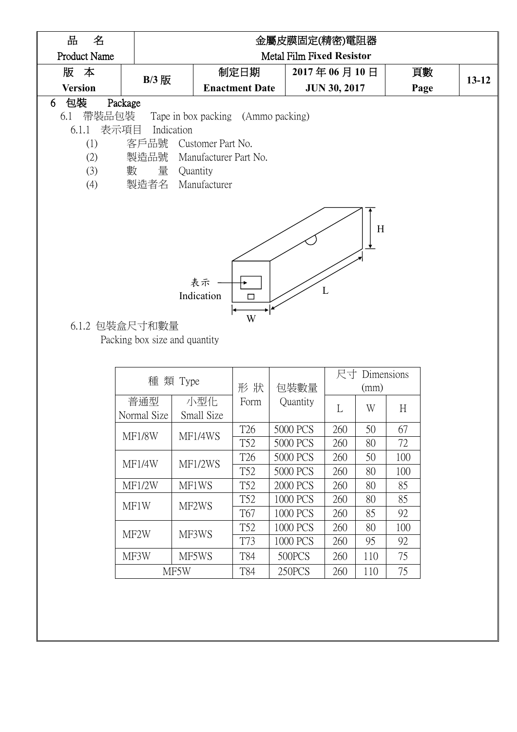# 6 包裝 Package

## 6.1 帶裝品包裝 Tape in box packing (Ammo packing)

### 6.1.1 表示項目 Indication

(1) 客戶品號 Customer Part No.

(2) 製造品號 Manufacturer Part No.

(3) 數 量 Quantity

(4) 製造者名 Manufacturer

表示 Indication

### 6.1.2 包裝盒尺寸和數量

Packing box size and quantity

| 種 類 Type | | 形 狀 Form | 包裝數量 Quantity | 尺寸 Dimensions (mm) | | |
|---|---|---|---|---|---|---|
| 普通型 Normal Size | 小型化 Small Size | | | L | W | H |
| MF1/8W | MF1/4WS | T26 | 5000 PCS | 260 | 50 | 67 |
| | | T52 | 5000 PCS | 260 | 80 | 72 |
| MF1/4W | MF1/2WS | T26 | 5000 PCS | 260 | 50 | 100 |
| | | T52 | 5000 PCS | 260 | 80 | 100 |
| MF1/2W | MF1WS | T52 | 2000 PCS | 260 | 80 | 85 |
| MF1W | MF2WS | T52 | 1000 PCS | 260 | 80 | 85 |
| | | T67 | 1000 PCS | 260 | 85 | 92 |
| MF2W | MF3WS | T52 | 1000 PCS | 260 | 80 | 100 |
| | | T73 | 1000 PCS | 260 | 95 | 92 |
| MF3W | MF5WS | T84 | 500PCS | 260 | 110 | 75 |
| MF5W | | T84 | 250PCS | 260 | 110 | 75 |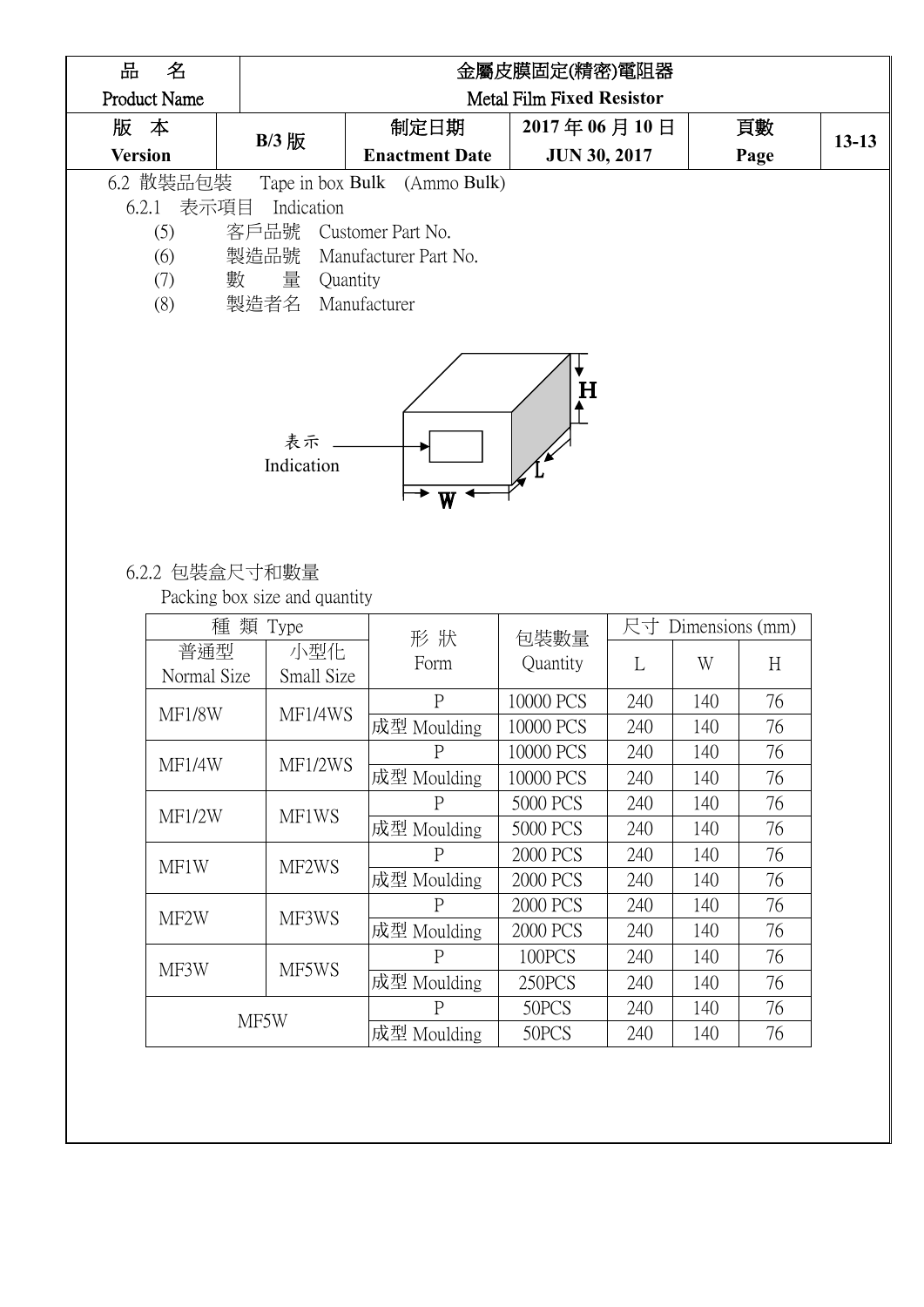6.2 散裝品包裝　Tape in box Bulk　(Ammo Bulk)

6.2.1　表示項目　Indication

(5)　客戶品號　Customer Part No.

(6)　製造品號　Manufacturer Part No.

(7)　數　　量　Quantity

(8)　製造者名　Manufacturer

H

表示
Indication

L

W

6.2.2 包裝盒尺寸和數量

Packing box size and quantity

| 種 類 Type | | 形 狀<br>Form | 包裝數量<br>Quantity | 尺寸 Dimensions (mm) | | |
|---|---|---|---|---|---|---|
| 普通型<br>Normal Size | 小型化<br>Small Size | | | L | W | H |
| MF1/8W | MF1/4WS | P | 10000 PCS | 240 | 140 | 76 |
| | | 成型 Moulding | 10000 PCS | 240 | 140 | 76 |
| MF1/4W | MF1/2WS | P | 10000 PCS | 240 | 140 | 76 |
| | | 成型 Moulding | 10000 PCS | 240 | 140 | 76 |
| MF1/2W | MF1WS | P | 5000 PCS | 240 | 140 | 76 |
| | | 成型 Moulding | 5000 PCS | 240 | 140 | 76 |
| MF1W | MF2WS | P | 2000 PCS | 240 | 140 | 76 |
| | | 成型 Moulding | 2000 PCS | 240 | 140 | 76 |
| MF2W | MF3WS | P | 2000 PCS | 240 | 140 | 76 |
| | | 成型 Moulding | 2000 PCS | 240 | 140 | 76 |
| MF3W | MF5WS | P | 100PCS | 240 | 140 | 76 |
| | | 成型 Moulding | 250PCS | 240 | 140 | 76 |
| MF5W | | P | 50PCS | 240 | 140 | 76 |
| | | 成型 Moulding | 50PCS | 240 | 140 | 76 |